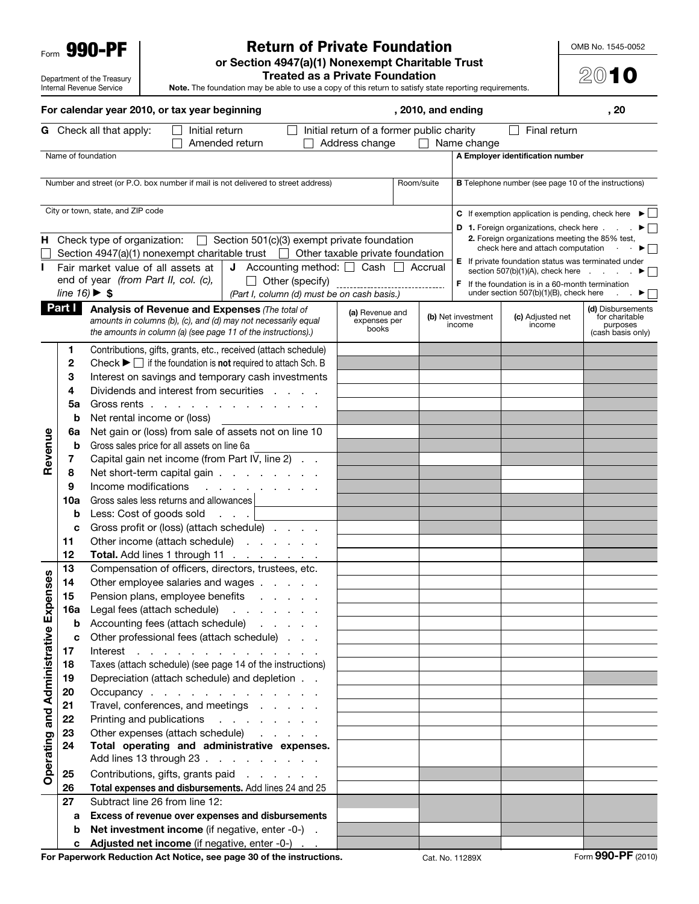Form **990-PF**

Department of the Treasury
Internal Revenue Service

# Return of Private Foundation

**or Section 4947(a)(1) Nonexempt Charitable Trust**
**Treated as a Private Foundation**

**Note.** The foundation may be able to use a copy of this return to satisfy state reporting requirements.

OMB No. 1545-0052

**2010**

**For calendar year 2010, or tax year beginning , 2010, and ending , 20**

**G** Check all that apply: ☐ Initial return ☐ Initial return of a former public charity ☐ Final return
☐ Amended return ☐ Address change ☐ Name change

Name of foundation

**A Employer identification number**

Number and street (or P.O. box number if mail is not delivered to street address) | Room/suite

**B** Telephone number (see page 10 of the instructions)

City or town, state, and ZIP code

**C** If exemption application is pending, check here ► ☐

**D 1.** Foreign organizations, check here . . . . ► ☐

**2.** Foreign organizations meeting the 85% test, check here and attach computation . . . ► ☐

**E** If private foundation status was terminated under section 507(b)(1)(A), check here . . . . ► ☐

**F** If the foundation is in a 60-month termination under section 507(b)(1)(B), check here . . ► ☐

**H** Check type of organization: ☐ Section 501(c)(3) exempt private foundation
☐ Section 4947(a)(1) nonexempt charitable trust ☐ Other taxable private foundation

**I** Fair market value of all assets at end of year *(from Part II, col. (c), line 16)* ► $

**J** Accounting method: ☐ Cash ☐ Accrual
☐ Other (specify)
*(Part I, column (d) must be on cash basis.)*

| **Part I** | **Analysis of Revenue and Expenses** *(The total of amounts in columns (b), (c), and (d) may not necessarily equal the amounts in column (a) (see page 11 of the instructions).)* | **(a)** Revenue and expenses per books | **(b)** Net investment income | **(c)** Adjusted net income | **(d)** Disbursements for charitable purposes (cash basis only) |
|---|---|---|---|---|---|
| **Revenue** 1 | Contributions, gifts, grants, etc., received (attach schedule) | | | | |
| 2 | Check ► ☐ if the foundation is **not** required to attach Sch. B | | | | |
| 3 | Interest on savings and temporary cash investments | | | | |
| 4 | Dividends and interest from securities . . . . | | | | |
| 5a | Gross rents . . . . . . . . . . . . . . | | | | |
| b | Net rental income or (loss) | | | | |
| 6a | Net gain or (loss) from sale of assets not on line 10 | | | | |
| b | Gross sales price for all assets on line 6a | | | | |
| 7 | Capital gain net income (from Part IV, line 2) . . | | | | |
| 8 | Net short-term capital gain . . . . . . . . | | | | |
| 9 | Income modifications . . . . . . . . . . | | | | |
| 10a | Gross sales less returns and allowances | | | | |
| b | Less: Cost of goods sold . . . . | | | | |
| c | Gross profit or (loss) (attach schedule) . . . . | | | | |
| 11 | Other income (attach schedule) . . . . . . | | | | |
| 12 | **Total.** Add lines 1 through 11 . . . . . . . | | | | |
| **Operating and Administrative Expenses** 13 | Compensation of officers, directors, trustees, etc. | | | | |
| 14 | Other employee salaries and wages . . . . . | | | | |
| 15 | Pension plans, employee benefits . . . . . | | | | |
| 16a | Legal fees (attach schedule) . . . . . . . | | | | |
| b | Accounting fees (attach schedule) . . . . . | | | | |
| c | Other professional fees (attach schedule) . . . | | | | |
| 17 | Interest . . . . . . . . . . . . . . . | | | | |
| 18 | Taxes (attach schedule) (see page 14 of the instructions) | | | | |
| 19 | Depreciation (attach schedule) and depletion . . | | | | |
| 20 | Occupancy . . . . . . . . . . . . . . | | | | |
| 21 | Travel, conferences, and meetings . . . . . | | | | |
| 22 | Printing and publications . . . . . . . . | | | | |
| 23 | Other expenses (attach schedule) . . . . . | | | | |
| 24 | **Total operating and administrative expenses.** Add lines 13 through 23 . . . . . . . . . . | | | | |
| 25 | Contributions, gifts, grants paid . . . . . . | | | | |
| 26 | **Total expenses and disbursements.** Add lines 24 and 25 | | | | |
| 27 | Subtract line 26 from line 12: | | | | |
| a | **Excess of revenue over expenses and disbursements** | | | | |
| b | **Net investment income** (if negative, enter -0-) . | | | | |
| c | **Adjusted net income** (if negative, enter -0-) . . | | | | |

**For Paperwork Reduction Act Notice, see page 30 of the instructions.** Cat. No. 11289X Form **990-PF** (2010)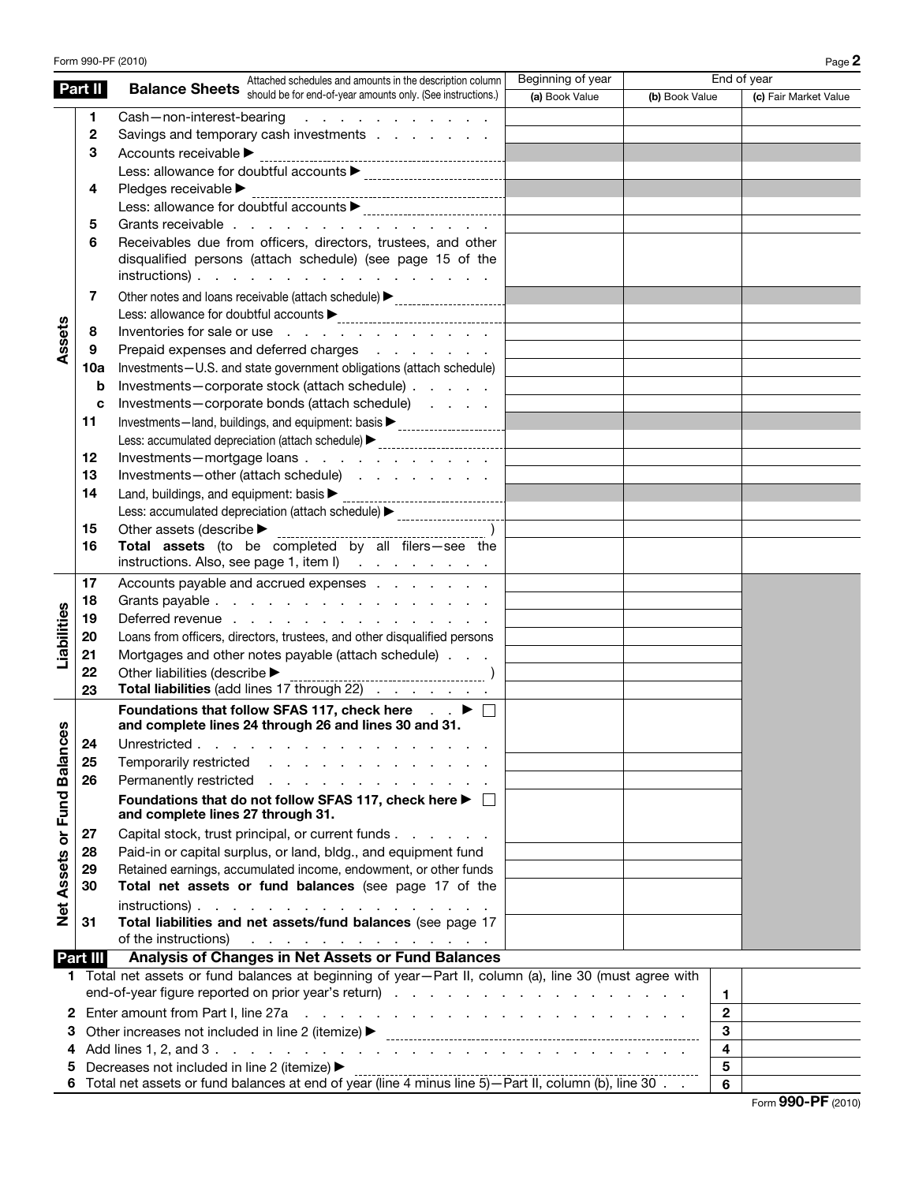## Part II Balance Sheets

Attached schedules and amounts in the description column should be for end-of-year amounts only. (See instructions.)

| | | | Beginning of year | End of year | |
|---|---|---|---|---|---|
| | | | (a) Book Value | (b) Book Value | (c) Fair Market Value |
| **Assets** | 1 | Cash—non-interest-bearing | | | |
| | 2 | Savings and temporary cash investments | | | |
| | 3 | Accounts receivable ▶ | | | |
| | | Less: allowance for doubtful accounts ▶ | | | |
| | 4 | Pledges receivable ▶ | | | |
| | | Less: allowance for doubtful accounts ▶ | | | |
| | 5 | Grants receivable | | | |
| | 6 | Receivables due from officers, directors, trustees, and other disqualified persons (attach schedule) (see page 15 of the instructions) | | | |
| | 7 | Other notes and loans receivable (attach schedule) ▶ | | | |
| | | Less: allowance for doubtful accounts ▶ | | | |
| | 8 | Inventories for sale or use | | | |
| | 9 | Prepaid expenses and deferred charges | | | |
| | 10a | Investments—U.S. and state government obligations (attach schedule) | | | |
| | b | Investments—corporate stock (attach schedule) | | | |
| | c | Investments—corporate bonds (attach schedule) | | | |
| | 11 | Investments—land, buildings, and equipment: basis ▶ | | | |
| | | Less: accumulated depreciation (attach schedule) ▶ | | | |
| | 12 | Investments—mortgage loans | | | |
| | 13 | Investments—other (attach schedule) | | | |
| | 14 | Land, buildings, and equipment: basis ▶ | | | |
| | | Less: accumulated depreciation (attach schedule) ▶ | | | |
| | 15 | Other assets (describe ▶ ) | | | |
| | 16 | **Total assets** (to be completed by all filers—see the instructions. Also, see page 1, item I) | | | |
| **Liabilities** | 17 | Accounts payable and accrued expenses | | | |
| | 18 | Grants payable | | | |
| | 19 | Deferred revenue | | | |
| | 20 | Loans from officers, directors, trustees, and other disqualified persons | | | |
| | 21 | Mortgages and other notes payable (attach schedule) | | | |
| | 22 | Other liabilities (describe ▶ ) | | | |
| | 23 | **Total liabilities** (add lines 17 through 22) | | | |
| **Net Assets or Fund Balances** | | **Foundations that follow SFAS 117, check here ▶ ☐ and complete lines 24 through 26 and lines 30 and 31.** | | | |
| | 24 | Unrestricted | | | |
| | 25 | Temporarily restricted | | | |
| | 26 | Permanently restricted | | | |
| | | **Foundations that do not follow SFAS 117, check here ▶ ☐ and complete lines 27 through 31.** | | | |
| | 27 | Capital stock, trust principal, or current funds | | | |
| | 28 | Paid-in or capital surplus, or land, bldg., and equipment fund | | | |
| | 29 | Retained earnings, accumulated income, endowment, or other funds | | | |
| | 30 | **Total net assets or fund balances** (see page 17 of the instructions) | | | |
| | 31 | **Total liabilities and net assets/fund balances** (see page 17 of the instructions) | | | |

## Part III Analysis of Changes in Net Assets or Fund Balances

| | | | |
|---|---|---|---|
| 1 | Total net assets or fund balances at beginning of year—Part II, column (a), line 30 (must agree with end-of-year figure reported on prior year's return) | 1 | |
| 2 | Enter amount from Part I, line 27a | 2 | |
| 3 | Other increases not included in line 2 (itemize) ▶ | 3 | |
| 4 | Add lines 1, 2, and 3 | 4 | |
| 5 | Decreases not included in line 2 (itemize) ▶ | 5 | |
| 6 | Total net assets or fund balances at end of year (line 4 minus line 5)—Part II, column (b), line 30 | 6 | |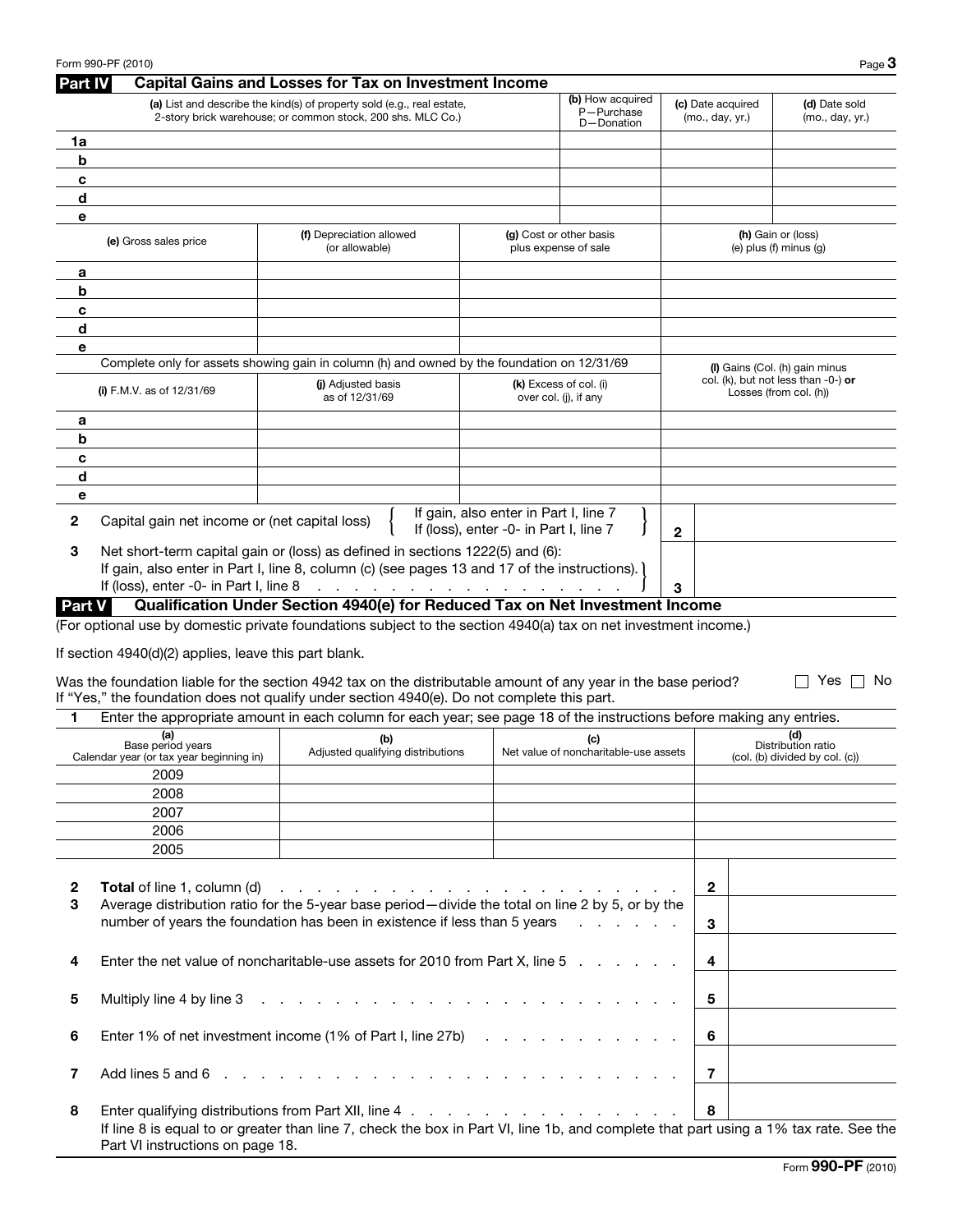Form 990-PF (2010)

## Part IV Capital Gains and Losses for Tax on Investment Income

| | (a) List and describe the kind(s) of property sold (e.g., real estate, 2-story brick warehouse; or common stock, 200 shs. MLC Co.) | (b) How acquired P—Purchase D—Donation | (c) Date acquired (mo., day, yr.) | (d) Date sold (mo., day, yr.) |
|---|---|---|---|---|
| 1a | | | | |
| b | | | | |
| c | | | | |
| d | | | | |
| e | | | | |

| | (e) Gross sales price | (f) Depreciation allowed (or allowable) | (g) Cost or other basis plus expense of sale | (h) Gain or (loss) (e) plus (f) minus (g) |
|---|---|---|---|---|
| a | | | | |
| b | | | | |
| c | | | | |
| d | | | | |
| e | | | | |

Complete only for assets showing gain in column (h) and owned by the foundation on 12/31/69

| | (i) F.M.V. as of 12/31/69 | (j) Adjusted basis as of 12/31/69 | (k) Excess of col. (i) over col. (j), if any | (l) Gains (Col. (h) gain minus col. (k), but not less than -0-) **or** Losses (from col. (h)) |
|---|---|---|---|---|
| a | | | | |
| b | | | | |
| c | | | | |
| d | | | | |
| e | | | | |

| | | | |
|---|---|---|---|
| 2 | Capital gain net income or (net capital loss) { If gain, also enter in Part I, line 7; If (loss), enter -0- in Part I, line 7 } | 2 | |
| 3 | Net short-term capital gain or (loss) as defined in sections 1222(5) and (6): If gain, also enter in Part I, line 8, column (c) (see pages 13 and 17 of the instructions). If (loss), enter -0- in Part I, line 8 | 3 | |

## Part V Qualification Under Section 4940(e) for Reduced Tax on Net Investment Income

(For optional use by domestic private foundations subject to the section 4940(a) tax on net investment income.)

If section 4940(d)(2) applies, leave this part blank.

Was the foundation liable for the section 4942 tax on the distributable amount of any year in the base period? ☐ Yes ☐ No

If "Yes," the foundation does not qualify under section 4940(e). Do not complete this part.

**1** Enter the appropriate amount in each column for each year; see page 18 of the instructions before making any entries.

| (a) Base period years Calendar year (or tax year beginning in) | (b) Adjusted qualifying distributions | (c) Net value of noncharitable-use assets | (d) Distribution ratio (col. (b) divided by col. (c)) |
|---|---|---|---|
| 2009 | | | |
| 2008 | | | |
| 2007 | | | |
| 2006 | | | |
| 2005 | | | |

| | | | |
|---|---|---|---|
| 2 | **Total** of line 1, column (d) | 2 | |
| 3 | Average distribution ratio for the 5-year base period—divide the total on line 2 by 5, or by the number of years the foundation has been in existence if less than 5 years | 3 | |
| 4 | Enter the net value of noncharitable-use assets for 2010 from Part X, line 5 | 4 | |
| 5 | Multiply line 4 by line 3 | 5 | |
| 6 | Enter 1% of net investment income (1% of Part I, line 27b) | 6 | |
| 7 | Add lines 5 and 6 | 7 | |
| 8 | Enter qualifying distributions from Part XII, line 4 | 8 | |

If line 8 is equal to or greater than line 7, check the box in Part VI, line 1b, and complete that part using a 1% tax rate. See the Part VI instructions on page 18.

Form **990-PF** (2010)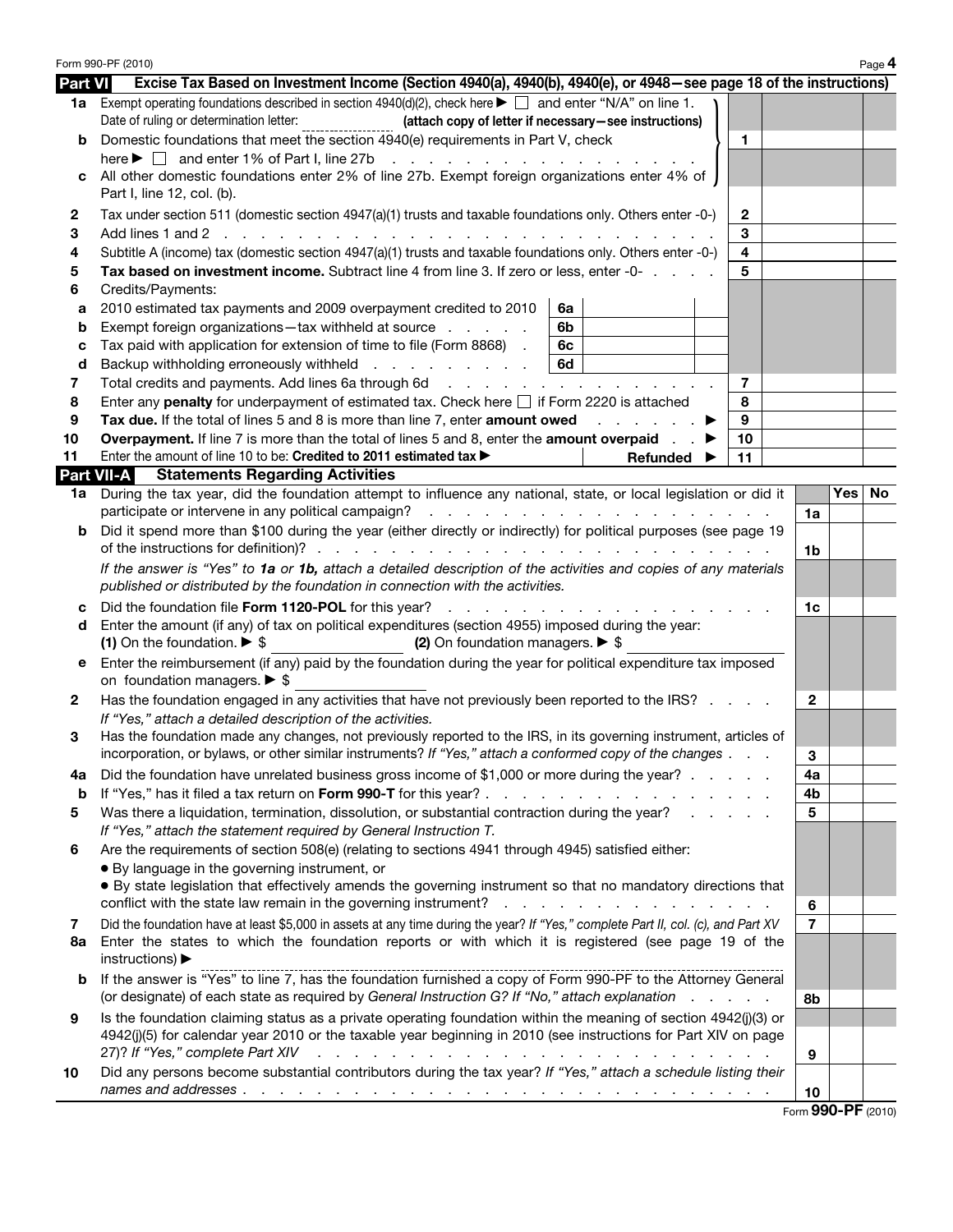Form 990-PF (2010)

## Part VI — Excise Tax Based on Investment Income (Section 4940(a), 4940(b), 4940(e), or 4948—see page 18 of the instructions)

| | | | |
|---|---|---|---|
| **1a** | Exempt operating foundations described in section 4940(d)(2), check here ▶ ☐ and enter "N/A" on line 1. Date of ruling or determination letter: ________ **(attach copy of letter if necessary—see instructions)** | | |
| **b** | Domestic foundations that meet the section 4940(e) requirements in Part V, check here ▶ ☐ and enter 1% of Part I, line 27b | **1** | |
| **c** | All other domestic foundations enter 2% of line 27b. Exempt foreign organizations enter 4% of Part I, line 12, col. (b). | | |
| **2** | Tax under section 511 (domestic section 4947(a)(1) trusts and taxable foundations only. Others enter -0-) | **2** | |
| **3** | Add lines 1 and 2 | **3** | |
| **4** | Subtitle A (income) tax (domestic section 4947(a)(1) trusts and taxable foundations only. Others enter -0-) | **4** | |
| **5** | **Tax based on investment income.** Subtract line 4 from line 3. If zero or less, enter -0- | **5** | |
| **6** | Credits/Payments: | | |
| **a** | 2010 estimated tax payments and 2009 overpayment credited to 2010 — **6a** | | |
| **b** | Exempt foreign organizations—tax withheld at source — **6b** | | |
| **c** | Tax paid with application for extension of time to file (Form 8868) — **6c** | | |
| **d** | Backup withholding erroneously withheld — **6d** | | |
| **7** | Total credits and payments. Add lines 6a through 6d | **7** | |
| **8** | Enter any **penalty** for underpayment of estimated tax. Check here ☐ if Form 2220 is attached | **8** | |
| **9** | **Tax due.** If the total of lines 5 and 8 is more than line 7, enter **amount owed** ▶ | **9** | |
| **10** | **Overpayment.** If line 7 is more than the total of lines 5 and 8, enter the **amount overpaid** ▶ | **10** | |
| **11** | Enter the amount of line 10 to be: **Credited to 2011 estimated tax** ▶ &nbsp;&nbsp;&nbsp; **Refunded** ▶ | **11** | |

## Part VII-A — Statements Regarding Activities

| | | | Yes | No |
|---|---|---|---|---|
| **1a** | During the tax year, did the foundation attempt to influence any national, state, or local legislation or did it participate or intervene in any political campaign? | **1a** | | |
| **b** | Did it spend more than $100 during the year (either directly or indirectly) for political purposes (see page 19 of the instructions for definition)? | **1b** | | |
| | *If the answer is "Yes" to* ***1a*** *or* ***1b,*** *attach a detailed description of the activities and copies of any materials published or distributed by the foundation in connection with the activities.* | | | |
| **c** | Did the foundation file **Form 1120-POL** for this year? | **1c** | | |
| **d** | Enter the amount (if any) of tax on political expenditures (section 4955) imposed during the year: **(1)** On the foundation. ▶ $ ________ **(2)** On foundation managers. ▶ $ ________ | | | |
| **e** | Enter the reimbursement (if any) paid by the foundation during the year for political expenditure tax imposed on foundation managers. ▶ $ ________ | | | |
| **2** | Has the foundation engaged in any activities that have not previously been reported to the IRS? *If "Yes," attach a detailed description of the activities.* | **2** | | |
| **3** | Has the foundation made any changes, not previously reported to the IRS, in its governing instrument, articles of incorporation, or bylaws, or other similar instruments? *If "Yes," attach a conformed copy of the changes* | **3** | | |
| **4a** | Did the foundation have unrelated business gross income of $1,000 or more during the year? | **4a** | | |
| **b** | If "Yes," has it filed a tax return on **Form 990-T** for this year? | **4b** | | |
| **5** | Was there a liquidation, termination, dissolution, or substantial contraction during the year? *If "Yes," attach the statement required by General Instruction T.* | **5** | | |
| **6** | Are the requirements of section 508(e) (relating to sections 4941 through 4945) satisfied either:<br>• By language in the governing instrument, or<br>• By state legislation that effectively amends the governing instrument so that no mandatory directions that conflict with the state law remain in the governing instrument? | **6** | | |
| **7** | Did the foundation have at least $5,000 in assets at any time during the year? *If "Yes," complete Part II, col. (c), and Part XV* | **7** | | |
| **8a** | Enter the states to which the foundation reports or with which it is registered (see page 19 of the instructions) ▶ ________ | | | |
| **b** | If the answer is "Yes" to line 7, has the foundation furnished a copy of Form 990-PF to the Attorney General (or designate) of each state as required by *General Instruction G? If "No," attach explanation* | **8b** | | |
| **9** | Is the foundation claiming status as a private operating foundation within the meaning of section 4942(j)(3) or 4942(j)(5) for calendar year 2010 or the taxable year beginning in 2010 (see instructions for Part XIV on page 27)? *If "Yes," complete Part XIV* | **9** | | |
| **10** | Did any persons become substantial contributors during the tax year? *If "Yes," attach a schedule listing their names and addresses* | **10** | | |

Form **990-PF** (2010)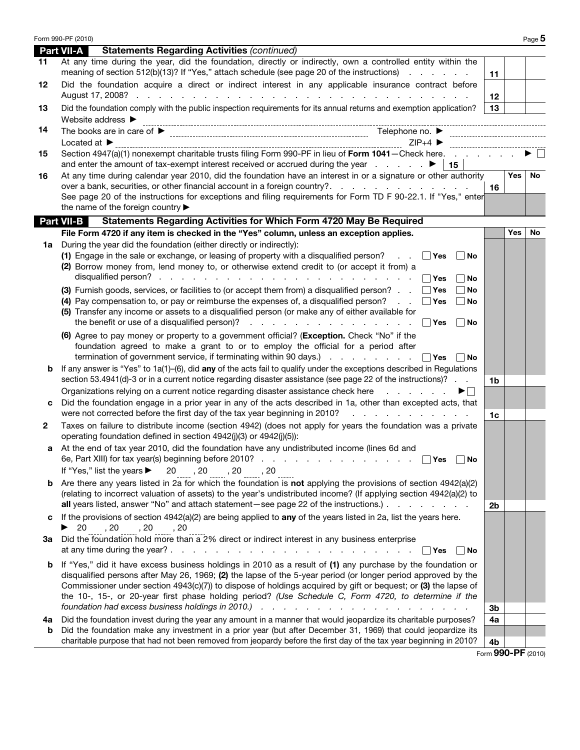## Part VII-A Statements Regarding Activities *(continued)*

| | | | Yes | No |
|---|---|---|---|---|
| 11 | At any time during the year, did the foundation, directly or indirectly, own a controlled entity within the meaning of section 512(b)(13)? If "Yes," attach schedule (see page 20 of the instructions) | 11 | | |
| 12 | Did the foundation acquire a direct or indirect interest in any applicable insurance contract before August 17, 2008? | 12 | | |
| 13 | Did the foundation comply with the public inspection requirements for its annual returns and exemption application? | 13 | | |
| | Website address ► | | | |
| 14 | The books are in care of ► Telephone no. ► | | | |
| | Located at ► ZIP+4 ► | | | |
| 15 | Section 4947(a)(1) nonexempt charitable trusts filing Form 990-PF in lieu of **Form 1041**—Check here ► ☐ and enter the amount of tax-exempt interest received or accrued during the year ► 15 | | | |
| 16 | At any time during calendar year 2010, did the foundation have an interest in or a signature or other authority over a bank, securities, or other financial account in a foreign country? | 16 | | |
| | See page 20 of the instructions for exceptions and filing requirements for Form TD F 90-22.1. If "Yes," enter the name of the foreign country ► | | | |

## Part VII-B Statements Regarding Activities for Which Form 4720 May Be Required

**File Form 4720 if any item is checked in the "Yes" column, unless an exception applies.**

| | | | Yes | No |
|---|---|---|---|---|
| 1a | During the year did the foundation (either directly or indirectly): | | | |
| | (1) Engage in the sale or exchange, or leasing of property with a disqualified person? ☐ Yes ☐ No | | | |
| | (2) Borrow money from, lend money to, or otherwise extend credit to (or accept it from) a disqualified person? ☐ Yes ☐ No | | | |
| | (3) Furnish goods, services, or facilities to (or accept them from) a disqualified person? ☐ Yes ☐ No | | | |
| | (4) Pay compensation to, or pay or reimburse the expenses of, a disqualified person? ☐ Yes ☐ No | | | |
| | (5) Transfer any income or assets to a disqualified person (or make any of either available for the benefit or use of a disqualified person)? ☐ Yes ☐ No | | | |
| | (6) Agree to pay money or property to a government official? (**Exception.** Check "No" if the foundation agreed to make a grant to or to employ the official for a period after termination of government service, if terminating within 90 days.) ☐ Yes ☐ No | | | |
| b | If any answer is "Yes" to 1a(1)–(6), did **any** of the acts fail to qualify under the exceptions described in Regulations section 53.4941(d)-3 or in a current notice regarding disaster assistance (see page 22 of the instructions)? | 1b | | |
| | Organizations relying on a current notice regarding disaster assistance check here ► ☐ | | | |
| c | Did the foundation engage in a prior year in any of the acts described in 1a, other than excepted acts, that were not corrected before the first day of the tax year beginning in 2010? | 1c | | |
| 2 | Taxes on failure to distribute income (section 4942) (does not apply for years the foundation was a private operating foundation defined in section 4942(j)(3) or 4942(j)(5)): | | | |
| a | At the end of tax year 2010, did the foundation have any undistributed income (lines 6d and 6e, Part XIII) for tax year(s) beginning before 2010? ☐ Yes ☐ No | | | |
| | If "Yes," list the years ► 20 , 20 , 20 , 20 | | | |
| b | Are there any years listed in 2a for which the foundation is **not** applying the provisions of section 4942(a)(2) (relating to incorrect valuation of assets) to the year's undistributed income? (If applying section 4942(a)(2) to **all** years listed, answer "No" and attach statement—see page 22 of the instructions.) | 2b | | |
| c | If the provisions of section 4942(a)(2) are being applied to **any** of the years listed in 2a, list the years here. ► 20 , 20 , 20 , 20 | | | |
| 3a | Did the foundation hold more than a 2% direct or indirect interest in any business enterprise at any time during the year? ☐ Yes ☐ No | | | |
| b | If "Yes," did it have excess business holdings in 2010 as a result of **(1)** any purchase by the foundation or disqualified persons after May 26, 1969; **(2)** the lapse of the 5-year period (or longer period approved by the Commissioner under section 4943(c)(7)) to dispose of holdings acquired by gift or bequest; or **(3)** the lapse of the 10-, 15-, or 20-year first phase holding period? *(Use Schedule C, Form 4720, to determine if the foundation had excess business holdings in 2010.)* | 3b | | |
| 4a | Did the foundation invest during the year any amount in a manner that would jeopardize its charitable purposes? | 4a | | |
| b | Did the foundation make any investment in a prior year (but after December 31, 1969) that could jeopardize its charitable purpose that had not been removed from jeopardy before the first day of the tax year beginning in 2010? | 4b | | |

Form **990-PF** (2010)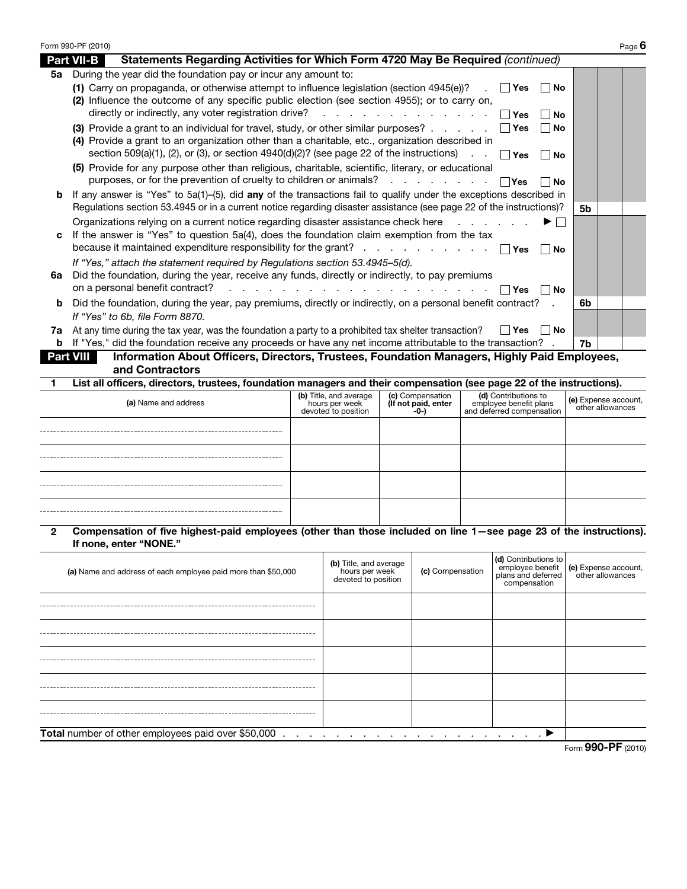Form 990-PF (2010)

## Part VII-B Statements Regarding Activities for Which Form 4720 May Be Required *(continued)*

**5a** During the year did the foundation pay or incur any amount to:

(1) Carry on propaganda, or otherwise attempt to influence legislation (section 4945(e))? ☐ Yes ☐ No

(2) Influence the outcome of any specific public election (see section 4955); or to carry on, directly or indirectly, any voter registration drive? ☐ Yes ☐ No

(3) Provide a grant to an individual for travel, study, or other similar purposes? ☐ Yes ☐ No

(4) Provide a grant to an organization other than a charitable, etc., organization described in section 509(a)(1), (2), or (3), or section 4940(d)(2)? (see page 22 of the instructions) ☐ Yes ☐ No

(5) Provide for any purpose other than religious, charitable, scientific, literary, or educational purposes, or for the prevention of cruelty to children or animals? ☐ Yes ☐ No

**b** If any answer is "Yes" to 5a(1)–(5), did **any** of the transactions fail to qualify under the exceptions described in Regulations section 53.4945 or in a current notice regarding disaster assistance (see page 22 of the instructions)? **5b**

Organizations relying on a current notice regarding disaster assistance check here ▶ ☐

**c** If the answer is "Yes" to question 5a(4), does the foundation claim exemption from the tax because it maintained expenditure responsibility for the grant? ☐ Yes ☐ No

*If "Yes," attach the statement required by Regulations section 53.4945–5(d).*

**6a** Did the foundation, during the year, receive any funds, directly or indirectly, to pay premiums on a personal benefit contract? ☐ Yes ☐ No

**b** Did the foundation, during the year, pay premiums, directly or indirectly, on a personal benefit contract? **6b**

*If "Yes" to 6b, file Form 8870.*

**7a** At any time during the tax year, was the foundation a party to a prohibited tax shelter transaction? ☐ Yes ☐ No

**b** If "Yes," did the foundation receive any proceeds or have any net income attributable to the transaction? **7b**

## Part VIII Information About Officers, Directors, Trustees, Foundation Managers, Highly Paid Employees, and Contractors

**1 List all officers, directors, trustees, foundation managers and their compensation (see page 22 of the instructions).**

| (a) Name and address | (b) Title, and average hours per week devoted to position | (c) Compensation (If not paid, enter -0-) | (d) Contributions to employee benefit plans and deferred compensation | (e) Expense account, other allowances |
|---|---|---|---|---|
| | | | | |
| | | | | |
| | | | | |
| | | | | |

**2 Compensation of five highest-paid employees (other than those included on line 1—see page 23 of the instructions). If none, enter "NONE."**

| (a) Name and address of each employee paid more than $50,000 | (b) Title, and average hours per week devoted to position | (c) Compensation | (d) Contributions to employee benefit plans and deferred compensation | (e) Expense account, other allowances |
|---|---|---|---|---|
| | | | | |
| | | | | |
| | | | | |
| | | | | |
| | | | | |

**Total** number of other employees paid over $50,000 ▶

Form **990-PF** (2010)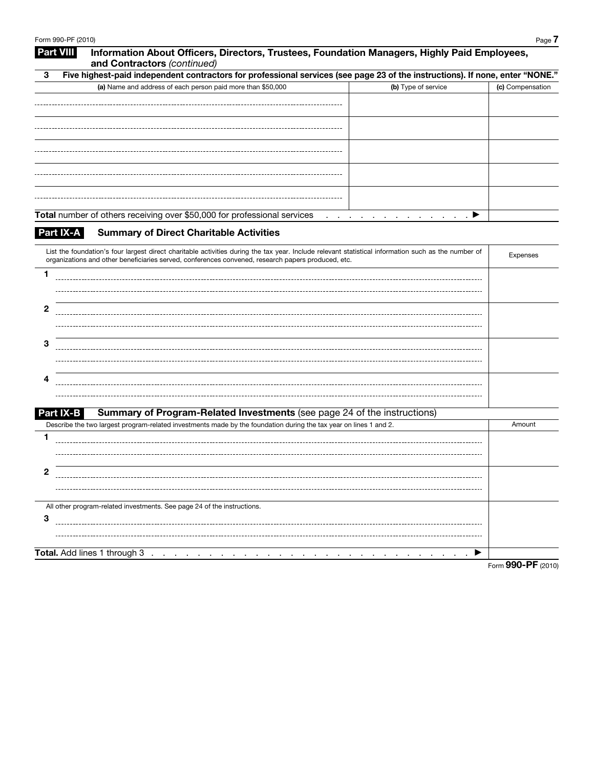## Part VIII Information About Officers, Directors, Trustees, Foundation Managers, Highly Paid Employees, and Contractors *(continued)*

**3 Five highest-paid independent contractors for professional services (see page 23 of the instructions). If none, enter "NONE."**

| (a) Name and address of each person paid more than $50,000 | (b) Type of service | (c) Compensation |
|---|---|---|
| | | |
| | | |
| | | |
| | | |
| | | |
| **Total** number of others receiving over $50,000 for professional services . . . . . . . . . . . . . . ▶ | | |

## Part IX-A Summary of Direct Charitable Activities

| List the foundation's four largest direct charitable activities during the tax year. Include relevant statistical information such as the number of organizations and other beneficiaries served, conferences convened, research papers produced, etc. | Expenses |
|---|---|
| 1 | |
| 2 | |
| 3 | |
| 4 | |

## Part IX-B Summary of Program-Related Investments (see page 24 of the instructions)

| Describe the two largest program-related investments made by the foundation during the tax year on lines 1 and 2. | Amount |
|---|---|
| 1 | |
| 2 | |
| All other program-related investments. See page 24 of the instructions. | |
| 3 | |
| **Total.** Add lines 1 through 3 . . . . . . . . . . . . . . . . . . . . . . . . . . . . . ▶ | |

Form **990-PF** (2010)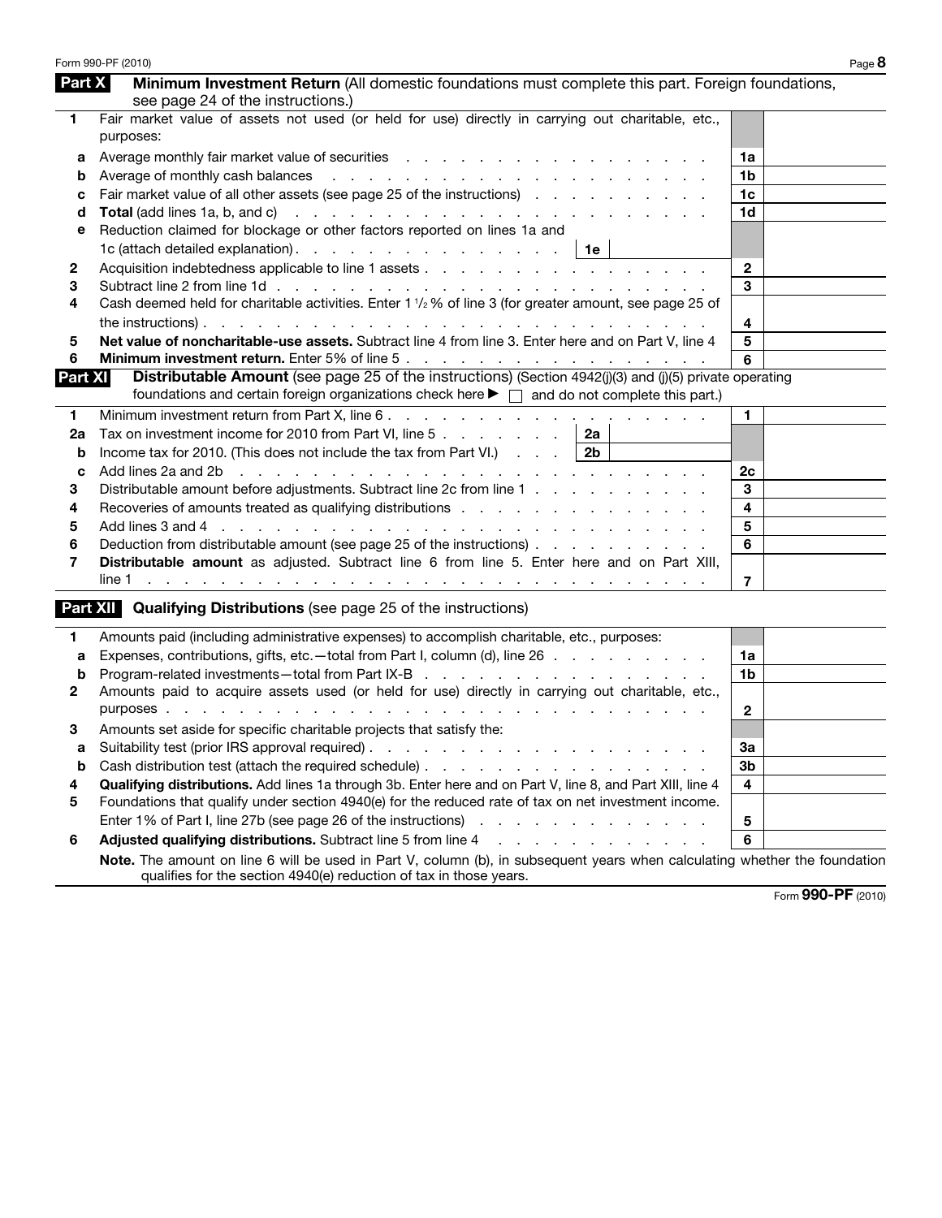## Part X Minimum Investment Return (All domestic foundations must complete this part. Foreign foundations, see page 24 of the instructions.)

| | | | |
|---|---|---|---|
| 1 | Fair market value of assets not used (or held for use) directly in carrying out charitable, etc., purposes: | | |
| a | Average monthly fair market value of securities | 1a | |
| b | Average of monthly cash balances | 1b | |
| c | Fair market value of all other assets (see page 25 of the instructions) | 1c | |
| d | **Total** (add lines 1a, b, and c) | 1d | |
| e | Reduction claimed for blockage or other factors reported on lines 1a and 1c (attach detailed explanation) . . . . . 1e | | |
| 2 | Acquisition indebtedness applicable to line 1 assets | 2 | |
| 3 | Subtract line 2 from line 1d | 3 | |
| 4 | Cash deemed held for charitable activities. Enter 1 1/2 % of line 3 (for greater amount, see page 25 of the instructions) | 4 | |
| 5 | **Net value of noncharitable-use assets.** Subtract line 4 from line 3. Enter here and on Part V, line 4 | 5 | |
| 6 | **Minimum investment return.** Enter 5% of line 5 | 6 | |

## Part XI Distributable Amount (see page 25 of the instructions) (Section 4942(j)(3) and (j)(5) private operating foundations and certain foreign organizations check here ▶ ☐ and do not complete this part.)

| | | | |
|---|---|---|---|
| 1 | Minimum investment return from Part X, line 6 | 1 | |
| 2a | Tax on investment income for 2010 from Part VI, line 5 . . . . . 2a | | |
| b | Income tax for 2010. (This does not include the tax from Part VI.) . . . 2b | | |
| c | Add lines 2a and 2b | 2c | |
| 3 | Distributable amount before adjustments. Subtract line 2c from line 1 | 3 | |
| 4 | Recoveries of amounts treated as qualifying distributions | 4 | |
| 5 | Add lines 3 and 4 | 5 | |
| 6 | Deduction from distributable amount (see page 25 of the instructions) | 6 | |
| 7 | **Distributable amount** as adjusted. Subtract line 6 from line 5. Enter here and on Part XIII, line 1 | 7 | |

## Part XII Qualifying Distributions (see page 25 of the instructions)

| | | | |
|---|---|---|---|
| 1 | Amounts paid (including administrative expenses) to accomplish charitable, etc., purposes: | | |
| a | Expenses, contributions, gifts, etc.—total from Part I, column (d), line 26 | 1a | |
| b | Program-related investments—total from Part IX-B | 1b | |
| 2 | Amounts paid to acquire assets used (or held for use) directly in carrying out charitable, etc., purposes | 2 | |
| 3 | Amounts set aside for specific charitable projects that satisfy the: | | |
| a | Suitability test (prior IRS approval required) | 3a | |
| b | Cash distribution test (attach the required schedule) | 3b | |
| 4 | **Qualifying distributions.** Add lines 1a through 3b. Enter here and on Part V, line 8, and Part XIII, line 4 | 4 | |
| 5 | Foundations that qualify under section 4940(e) for the reduced rate of tax on net investment income. Enter 1% of Part I, line 27b (see page 26 of the instructions) | 5 | |
| 6 | **Adjusted qualifying distributions.** Subtract line 5 from line 4 | 6 | |

**Note.** The amount on line 6 will be used in Part V, column (b), in subsequent years when calculating whether the foundation qualifies for the section 4940(e) reduction of tax in those years.

Form **990-PF** (2010)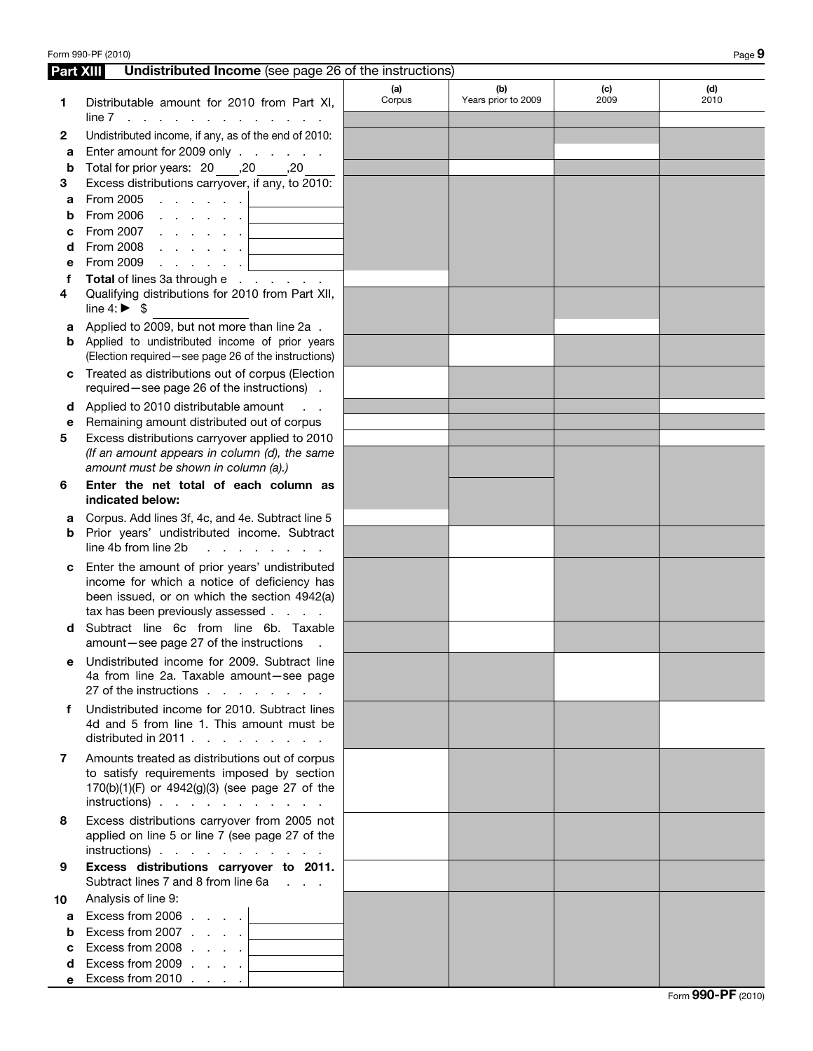## Part XIII Undistributed Income (see page 26 of the instructions)

| | | (a) Corpus | (b) Years prior to 2009 | (c) 2009 | (d) 2010 |
|---|---|---|---|---|---|
| **1** | Distributable amount for 2010 from Part XI, line 7 | | | | |
| **2** | Undistributed income, if any, as of the end of 2010: | | | | |
| a | Enter amount for 2009 only | | | | |
| b | Total for prior years: 20 ___ ,20 ___ ,20 ___ | | | | |
| **3** | Excess distributions carryover, if any, to 2010: | | | | |
| a | From 2005 | | | | |
| b | From 2006 | | | | |
| c | From 2007 | | | | |
| d | From 2008 | | | | |
| e | From 2009 | | | | |
| f | **Total** of lines 3a through e | | | | |
| **4** | Qualifying distributions for 2010 from Part XII, line 4: ► $ | | | | |
| a | Applied to 2009, but not more than line 2a | | | | |
| b | Applied to undistributed income of prior years (Election required—see page 26 of the instructions) | | | | |
| c | Treated as distributions out of corpus (Election required—see page 26 of the instructions) | | | | |
| d | Applied to 2010 distributable amount | | | | |
| e | Remaining amount distributed out of corpus | | | | |
| **5** | Excess distributions carryover applied to 2010 *(If an amount appears in column (d), the same amount must be shown in column (a).)* | | | | |
| **6** | **Enter the net total of each column as indicated below:** | | | | |
| a | Corpus. Add lines 3f, 4c, and 4e. Subtract line 5 | | | | |
| b | Prior years' undistributed income. Subtract line 4b from line 2b | | | | |
| c | Enter the amount of prior years' undistributed income for which a notice of deficiency has been issued, or on which the section 4942(a) tax has been previously assessed | | | | |
| d | Subtract line 6c from line 6b. Taxable amount—see page 27 of the instructions | | | | |
| e | Undistributed income for 2009. Subtract line 4a from line 2a. Taxable amount—see page 27 of the instructions | | | | |
| f | Undistributed income for 2010. Subtract lines 4d and 5 from line 1. This amount must be distributed in 2011 | | | | |
| **7** | Amounts treated as distributions out of corpus to satisfy requirements imposed by section 170(b)(1)(F) or 4942(g)(3) (see page 27 of the instructions) | | | | |
| **8** | Excess distributions carryover from 2005 not applied on line 5 or line 7 (see page 27 of the instructions) | | | | |
| **9** | **Excess distributions carryover to 2011.** Subtract lines 7 and 8 from line 6a | | | | |
| **10** | Analysis of line 9: | | | | |
| a | Excess from 2006 | | | | |
| b | Excess from 2007 | | | | |
| c | Excess from 2008 | | | | |
| d | Excess from 2009 | | | | |
| e | Excess from 2010 | | | | |

Form **990-PF** (2010)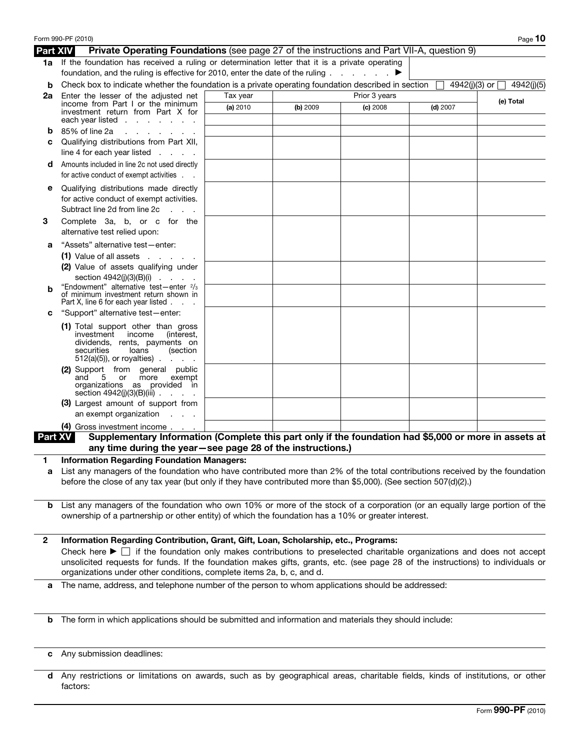## Part XIV Private Operating Foundations (see page 27 of the instructions and Part VII-A, question 9)

**1a** If the foundation has received a ruling or determination letter that it is a private operating foundation, and the ruling is effective for 2010, enter the date of the ruling . . . . . . . ▶

**b** Check box to indicate whether the foundation is a private operating foundation described in section ☐ 4942(j)(3) or ☐ 4942(j)(5)

| | Tax year | Prior 3 years | | | (e) Total |
|---|---|---|---|---|---|
| | (a) 2010 | (b) 2009 | (c) 2008 | (d) 2007 | |
| **2a** Enter the lesser of the adjusted net income from Part I or the minimum investment return from Part X for each year listed . . . . . . . . | | | | | |
| **b** 85% of line 2a . . . . . . . . | | | | | |
| **c** Qualifying distributions from Part XII, line 4 for each year listed . . . . | | | | | |
| **d** Amounts included in line 2c not used directly for active conduct of exempt activities . . | | | | | |
| **e** Qualifying distributions made directly for active conduct of exempt activities. Subtract line 2d from line 2c . . . | | | | | |
| **3** Complete 3a, b, or c for the alternative test relied upon: | | | | | |
| **a** "Assets" alternative test—enter: (1) Value of all assets . . . . . . | | | | | |
| (2) Value of assets qualifying under section 4942(j)(3)(B)(i) . . . . | | | | | |
| **b** "Endowment" alternative test—enter 2/3 of minimum investment return shown in Part X, line 6 for each year listed . . . | | | | | |
| **c** "Support" alternative test—enter: (1) Total support other than gross investment income (interest, dividends, rents, payments on securities loans (section 512(a)(5)), or royalties) . . . . | | | | | |
| (2) Support from general public and 5 or more exempt organizations as provided in section 4942(j)(3)(B)(iii) . . . . | | | | | |
| (3) Largest amount of support from an exempt organization . . . | | | | | |
| (4) Gross investment income . . . | | | | | |

## Part XV Supplementary Information (Complete this part only if the foundation had $5,000 or more in assets at any time during the year—see page 28 of the instructions.)

**1 Information Regarding Foundation Managers:**

**a** List any managers of the foundation who have contributed more than 2% of the total contributions received by the foundation before the close of any tax year (but only if they have contributed more than $5,000). (See section 507(d)(2).)

**b** List any managers of the foundation who own 10% or more of the stock of a corporation (or an equally large portion of the ownership of a partnership or other entity) of which the foundation has a 10% or greater interest.

**2 Information Regarding Contribution, Grant, Gift, Loan, Scholarship, etc., Programs:**

Check here ▶ ☐ if the foundation only makes contributions to preselected charitable organizations and does not accept unsolicited requests for funds. If the foundation makes gifts, grants, etc. (see page 28 of the instructions) to individuals or organizations under other conditions, complete items 2a, b, c, and d.

**a** The name, address, and telephone number of the person to whom applications should be addressed:

**b** The form in which applications should be submitted and information and materials they should include:

**c** Any submission deadlines:

**d** Any restrictions or limitations on awards, such as by geographical areas, charitable fields, kinds of institutions, or other factors:

Form **990-PF** (2010)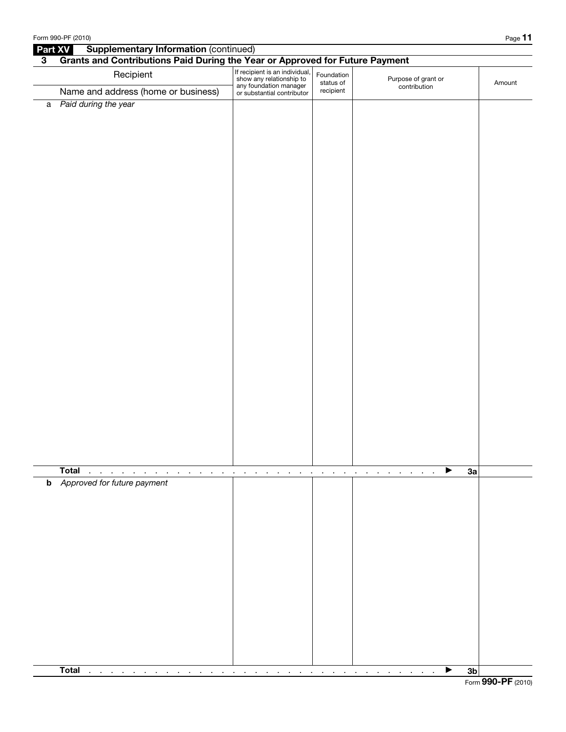## Part XV Supplementary Information (continued)

### 3 Grants and Contributions Paid During the Year or Approved for Future Payment

| Recipient<br>Name and address (home or business) | If recipient is an individual, show any relationship to any foundation manager or substantial contributor | Foundation status of recipient | Purpose of grant or contribution | Amount |
|---|---|---|---|---|
| a *Paid during the year* | | | | |
| **Total** . . . . . . . . . . . . . . . . . . . . . . . . . . . . . . . . . . . . . ▶ **3a** | | | | |
| b *Approved for future payment* | | | | |
| **Total** . . . . . . . . . . . . . . . . . . . . . . . . . . . . . . . . . . . . . ▶ **3b** | | | | |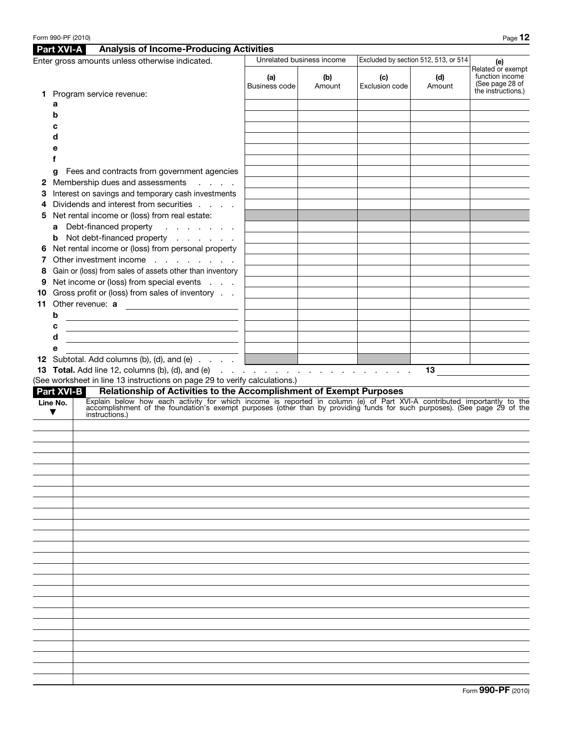## Part XVI-A Analysis of Income-Producing Activities

| Enter gross amounts unless otherwise indicated. | Unrelated business income | | Excluded by section 512, 513, or 514 | | (e) Related or exempt function income (See page 28 of the instructions.) |
|---|---|---|---|---|---|
| | (a) Business code | (b) Amount | (c) Exclusion code | (d) Amount | |
| **1** Program service revenue: | | | | | |
| a | | | | | |
| b | | | | | |
| c | | | | | |
| d | | | | | |
| e | | | | | |
| f | | | | | |
| g Fees and contracts from government agencies | | | | | |
| **2** Membership dues and assessments | | | | | |
| **3** Interest on savings and temporary cash investments | | | | | |
| **4** Dividends and interest from securities | | | | | |
| **5** Net rental income or (loss) from real estate: | | | | | |
| a Debt-financed property | | | | | |
| b Not debt-financed property | | | | | |
| **6** Net rental income or (loss) from personal property | | | | | |
| **7** Other investment income | | | | | |
| **8** Gain or (loss) from sales of assets other than inventory | | | | | |
| **9** Net income or (loss) from special events | | | | | |
| **10** Gross profit or (loss) from sales of inventory | | | | | |
| **11** Other revenue: a | | | | | |
| b | | | | | |
| c | | | | | |
| d | | | | | |
| e | | | | | |
| **12** Subtotal. Add columns (b), (d), and (e) | | | | | |

**13 Total.** Add line 12, columns (b), (d), and (e) . . . . . . . . . . . . . . . . . . **13** \_\_\_\_\_\_\_\_\_\_

(See worksheet in line 13 instructions on page 29 to verify calculations.)

## Part XVI-B Relationship of Activities to the Accomplishment of Exempt Purposes

| Line No. ▼ | Explain below how each activity for which income is reported in column (e) of Part XVI-A contributed importantly to the accomplishment of the foundation's exempt purposes (other than by providing funds for such purposes). (See page 29 of the instructions.) |
|---|---|
| | |
| | |
| | |
| | |
| | |
| | |
| | |
| | |
| | |
| | |
| | |
| | |
| | |
| | |
| | |
| | |
| | |
| | |
| | |
| | |
| | |
| | |
| | |
| | |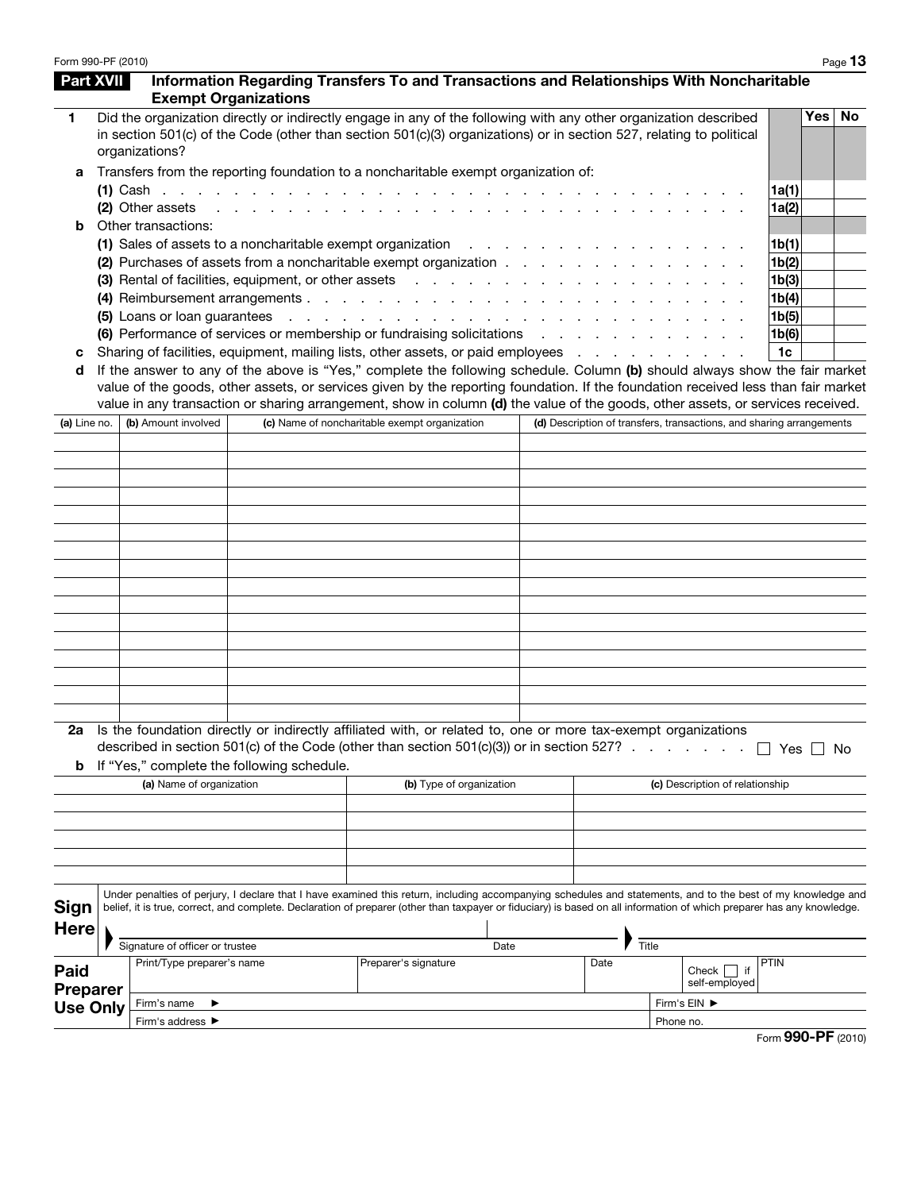## Part XVII Information Regarding Transfers To and Transactions and Relationships With Noncharitable Exempt Organizations

| | | | Yes | No |
|---|---|---|---|---|
| **1** | Did the organization directly or indirectly engage in any of the following with any other organization described in section 501(c) of the Code (other than section 501(c)(3) organizations) or in section 527, relating to political organizations? | | | |
| **a** | Transfers from the reporting foundation to a noncharitable exempt organization of: | | | |
| | **(1)** Cash | 1a(1) | | |
| | **(2)** Other assets | 1a(2) | | |
| **b** | Other transactions: | | | |
| | **(1)** Sales of assets to a noncharitable exempt organization | 1b(1) | | |
| | **(2)** Purchases of assets from a noncharitable exempt organization | 1b(2) | | |
| | **(3)** Rental of facilities, equipment, or other assets | 1b(3) | | |
| | **(4)** Reimbursement arrangements | 1b(4) | | |
| | **(5)** Loans or loan guarantees | 1b(5) | | |
| | **(6)** Performance of services or membership or fundraising solicitations | 1b(6) | | |
| **c** | Sharing of facilities, equipment, mailing lists, other assets, or paid employees | 1c | | |

**d** If the answer to any of the above is "Yes," complete the following schedule. Column **(b)** should always show the fair market value of the goods, other assets, or services given by the reporting foundation. If the foundation received less than fair market value in any transaction or sharing arrangement, show in column **(d)** the value of the goods, other assets, or services received.

| (a) Line no. | (b) Amount involved | (c) Name of noncharitable exempt organization | (d) Description of transfers, transactions, and sharing arrangements |
|---|---|---|---|
| | | | |
| | | | |
| | | | |
| | | | |
| | | | |
| | | | |
| | | | |
| | | | |
| | | | |
| | | | |
| | | | |
| | | | |
| | | | |
| | | | |
| | | | |
| | | | |

**2a** Is the foundation directly or indirectly affiliated with, or related to, one or more tax-exempt organizations described in section 501(c) of the Code (other than section 501(c)(3)) or in section 527? ☐ Yes ☐ No

**b** If "Yes," complete the following schedule.

| (a) Name of organization | (b) Type of organization | (c) Description of relationship |
|---|---|---|
| | | |
| | | |
| | | |
| | | |
| | | |

**Sign Here**

Under penalties of perjury, I declare that I have examined this return, including accompanying schedules and statements, and to the best of my knowledge and belief, it is true, correct, and complete. Declaration of preparer (other than taxpayer or fiduciary) is based on all information of which preparer has any knowledge.

Signature of officer or trustee | Date | Title

**Paid Preparer Use Only**

| Print/Type preparer's name | Preparer's signature | Date | Check ☐ if self-employed | PTIN |
|---|---|---|---|---|
| Firm's name ► | | | Firm's EIN ► | |
| Firm's address ► | | | Phone no. | |

Form **990-PF** (2010)